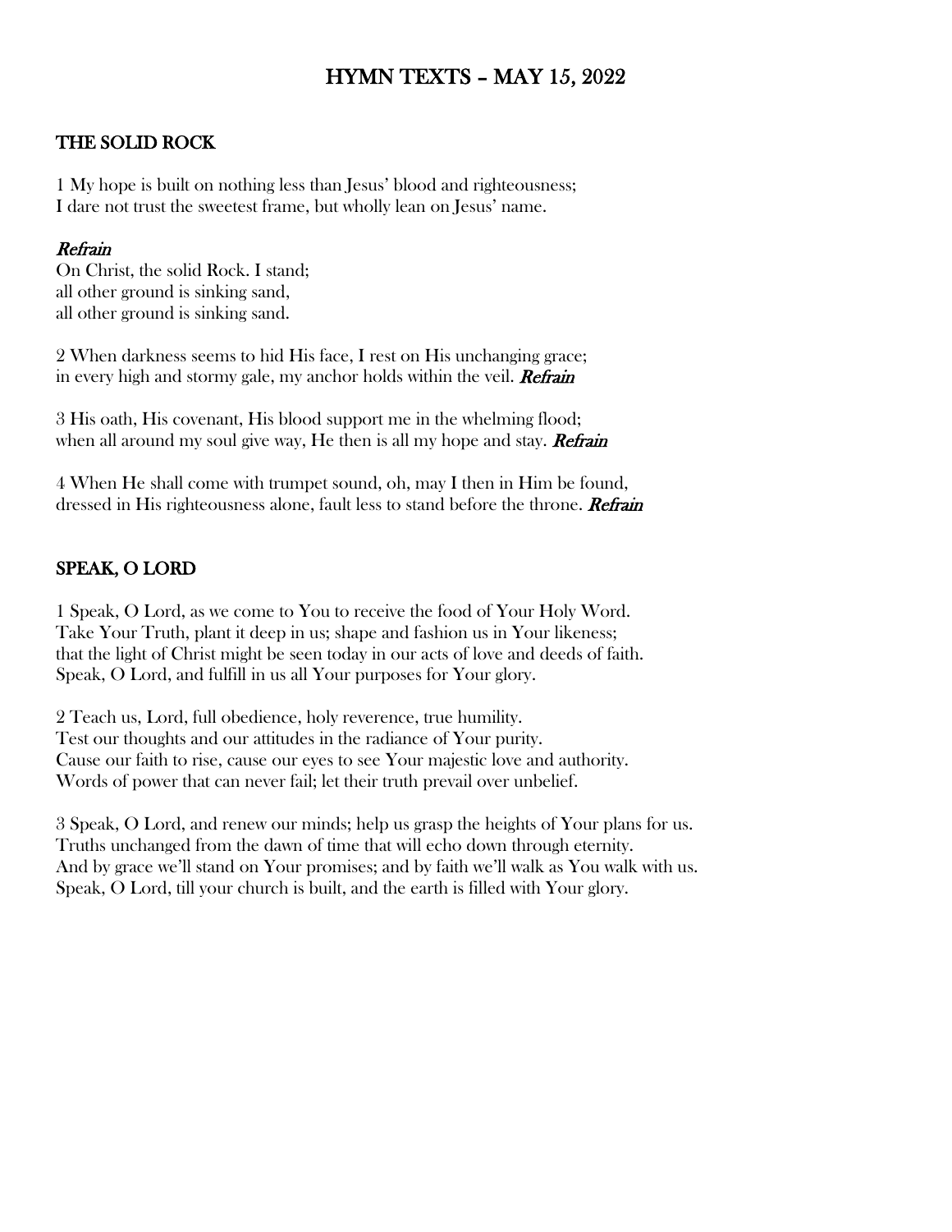# HYMN TEXTS – MAY 15, 2022

## THE SOLID ROCK

1 My hope is built on nothing less than Jesus' blood and righteousness;
I dare not trust the sweetest frame, but wholly lean on Jesus' name.

***Refrain***
On Christ, the solid Rock. I stand;
all other ground is sinking sand,
all other ground is sinking sand.

2 When darkness seems to hid His face, I rest on His unchanging grace;
in every high and stormy gale, my anchor holds within the veil. ***Refrain***

3 His oath, His covenant, His blood support me in the whelming flood;
when all around my soul give way, He then is all my hope and stay. ***Refrain***

4 When He shall come with trumpet sound, oh, may I then in Him be found,
dressed in His righteousness alone, fault less to stand before the throne. ***Refrain***

## SPEAK, O LORD

1 Speak, O Lord, as we come to You to receive the food of Your Holy Word.
Take Your Truth, plant it deep in us; shape and fashion us in Your likeness;
that the light of Christ might be seen today in our acts of love and deeds of faith.
Speak, O Lord, and fulfill in us all Your purposes for Your glory.

2 Teach us, Lord, full obedience, holy reverence, true humility.
Test our thoughts and our attitudes in the radiance of Your purity.
Cause our faith to rise, cause our eyes to see Your majestic love and authority.
Words of power that can never fail; let their truth prevail over unbelief.

3 Speak, O Lord, and renew our minds; help us grasp the heights of Your plans for us.
Truths unchanged from the dawn of time that will echo down through eternity.
And by grace we'll stand on Your promises; and by faith we'll walk as You walk with us.
Speak, O Lord, till your church is built, and the earth is filled with Your glory.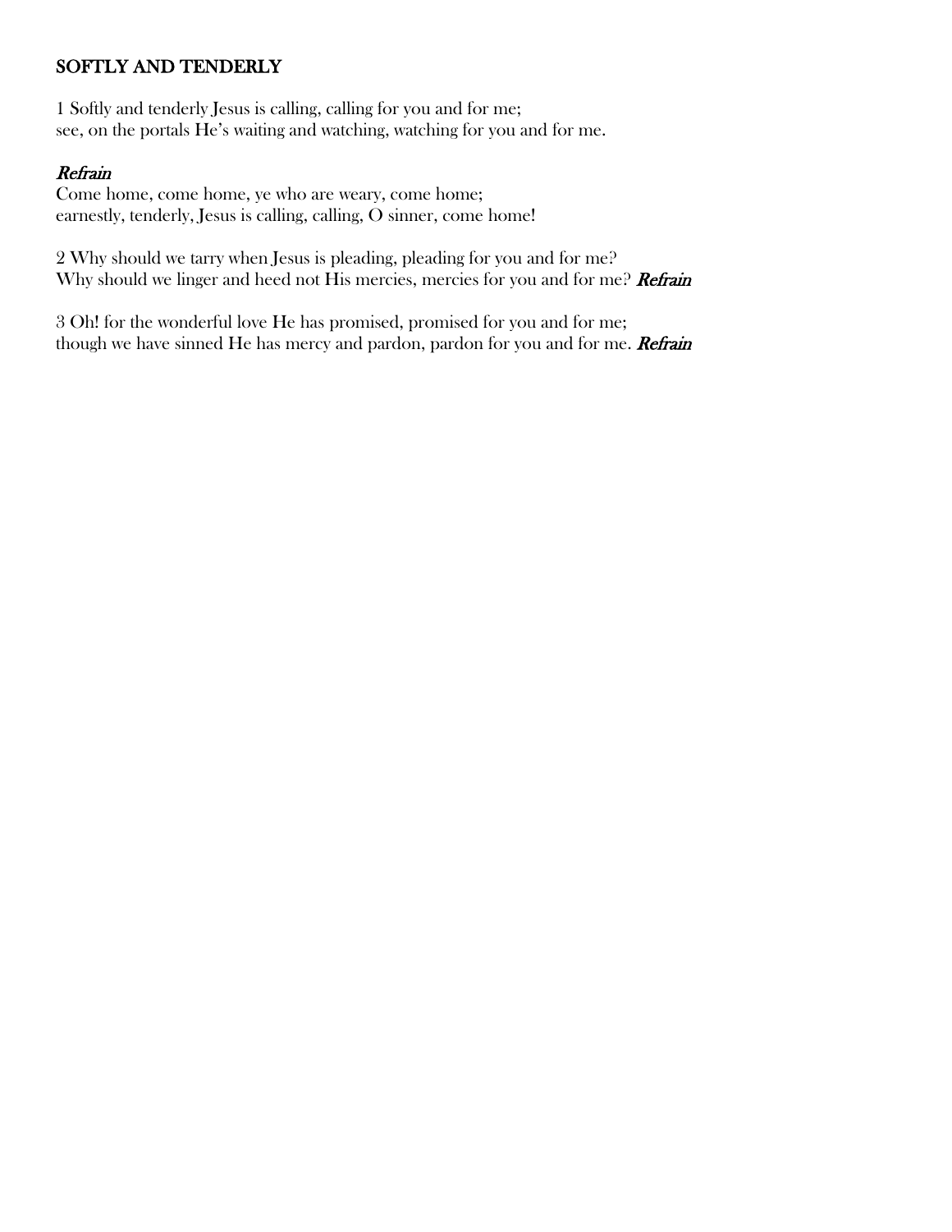**SOFTLY AND TENDERLY**

1 Softly and tenderly Jesus is calling, calling for you and for me;
see, on the portals He's waiting and watching, watching for you and for me.

***Refrain***
Come home, come home, ye who are weary, come home;
earnestly, tenderly, Jesus is calling, calling, O sinner, come home!

2 Why should we tarry when Jesus is pleading, pleading for you and for me?
Why should we linger and heed not His mercies, mercies for you and for me? ***Refrain***

3 Oh! for the wonderful love He has promised, promised for you and for me;
though we have sinned He has mercy and pardon, pardon for you and for me. ***Refrain***